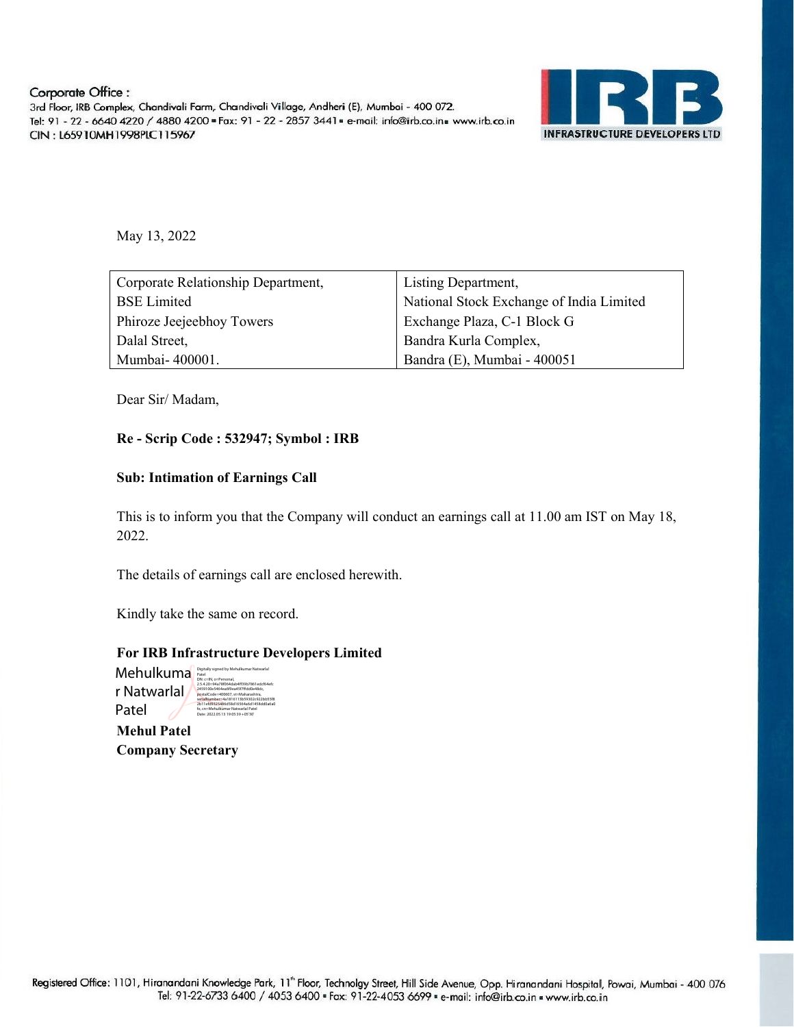Corporate Office :
3rd Floor, IRB Complex, Chandivali Farm, Chandivali Village, Andheri (E), Mumbai - 400 072.
Tel: 91 - 22 - 6640 4220 / 4880 4200 ▪ Fax: 91 - 22 - 2857 3441 ▪ e-mail: info@irb.co.in ▪ www.irb.co.in
CIN : L65910MH1998PLC115967

IRB INFRASTRUCTURE DEVELOPERS LTD

May 13, 2022

| Corporate Relationship Department,<br>BSE Limited<br>Phiroze Jeejeebhoy Towers<br>Dalal Street,<br>Mumbai- 400001. | Listing Department,<br>National Stock Exchange of India Limited<br>Exchange Plaza, C-1 Block G<br>Bandra Kurla Complex,<br>Bandra (E), Mumbai - 400051 |
|---|---|

Dear Sir/ Madam,

**Re - Scrip Code : 532947; Symbol : IRB**

**Sub: Intimation of Earnings Call**

This is to inform you that the Company will conduct an earnings call at 11.00 am IST on May 18, 2022.

The details of earnings call are enclosed herewith.

Kindly take the same on record.

**For IRB Infrastructure Developers Limited**

Mehulkumar Natwarlal Patel

Digitally signed by Mehulkumar Natwarlal Patel
Date: 2022.05.13 19:05:39 +05'30'

**Mehul Patel**
**Company Secretary**

Registered Office: 1101, Hiranandani Knowledge Park, 11th Floor, Technolgy Street, Hill Side Avenue, Opp. Hiranandani Hospital, Powai, Mumbai - 400 076
Tel: 91-22-6733 6400 / 4053 6400 ▪ Fax: 91-22-4053 6699 ▪ e-mail: info@irb.co.in ▪ www.irb.co.in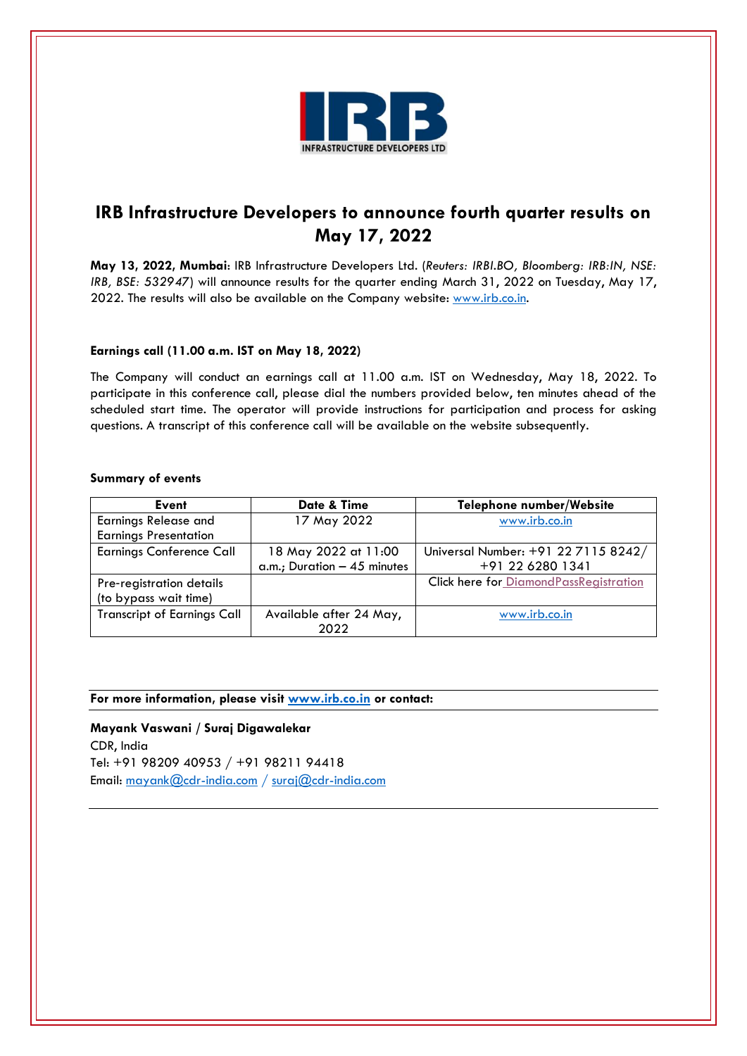# IRB Infrastructure Developers to announce fourth quarter results on May 17, 2022

**May 13, 2022, Mumbai**: IRB Infrastructure Developers Ltd. (*Reuters: IRBI.BO, Bloomberg: IRB:IN, NSE: IRB, BSE: 532947*) will announce results for the quarter ending March 31, 2022 on Tuesday, May 17, 2022. The results will also be available on the Company website: www.irb.co.in.

**Earnings call (11.00 a.m. IST on May 18, 2022)**

The Company will conduct an earnings call at 11.00 a.m. IST on Wednesday, May 18, 2022. To participate in this conference call, please dial the numbers provided below, ten minutes ahead of the scheduled start time. The operator will provide instructions for participation and process for asking questions. A transcript of this conference call will be available on the website subsequently.

**Summary of events**

| Event | Date & Time | Telephone number/Website |
|---|---|---|
| Earnings Release and Earnings Presentation | 17 May 2022 | www.irb.co.in |
| Earnings Conference Call | 18 May 2022 at 11:00 a.m.; Duration – 45 minutes | Universal Number: +91 22 7115 8242/ +91 22 6280 1341 |
| Pre-registration details (to bypass wait time) | | Click here for DiamondPassRegistration |
| Transcript of Earnings Call | Available after 24 May, 2022 | www.irb.co.in |

**For more information, please visit www.irb.co.in or contact:**

**Mayank Vaswani / Suraj Digawalekar**
CDR, India
Tel: +91 98209 40953 / +91 98211 94418
Email: mayank@cdr-india.com / suraj@cdr-india.com